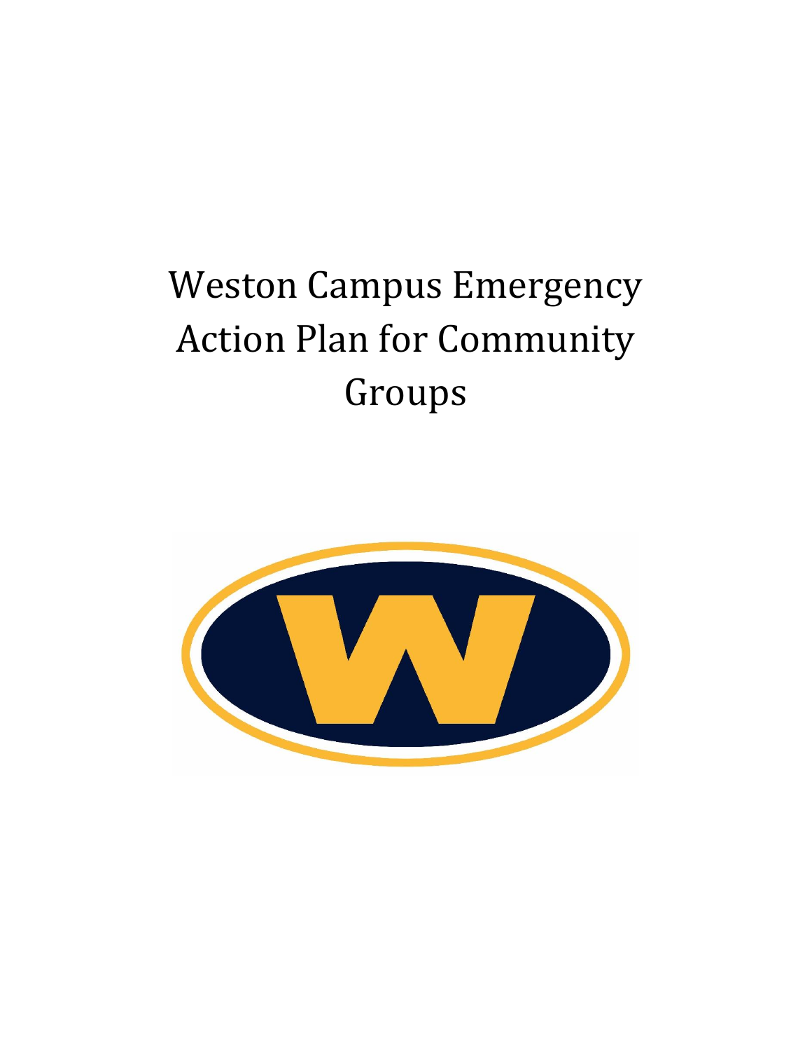# Weston Campus Emergency Action Plan for Community Groups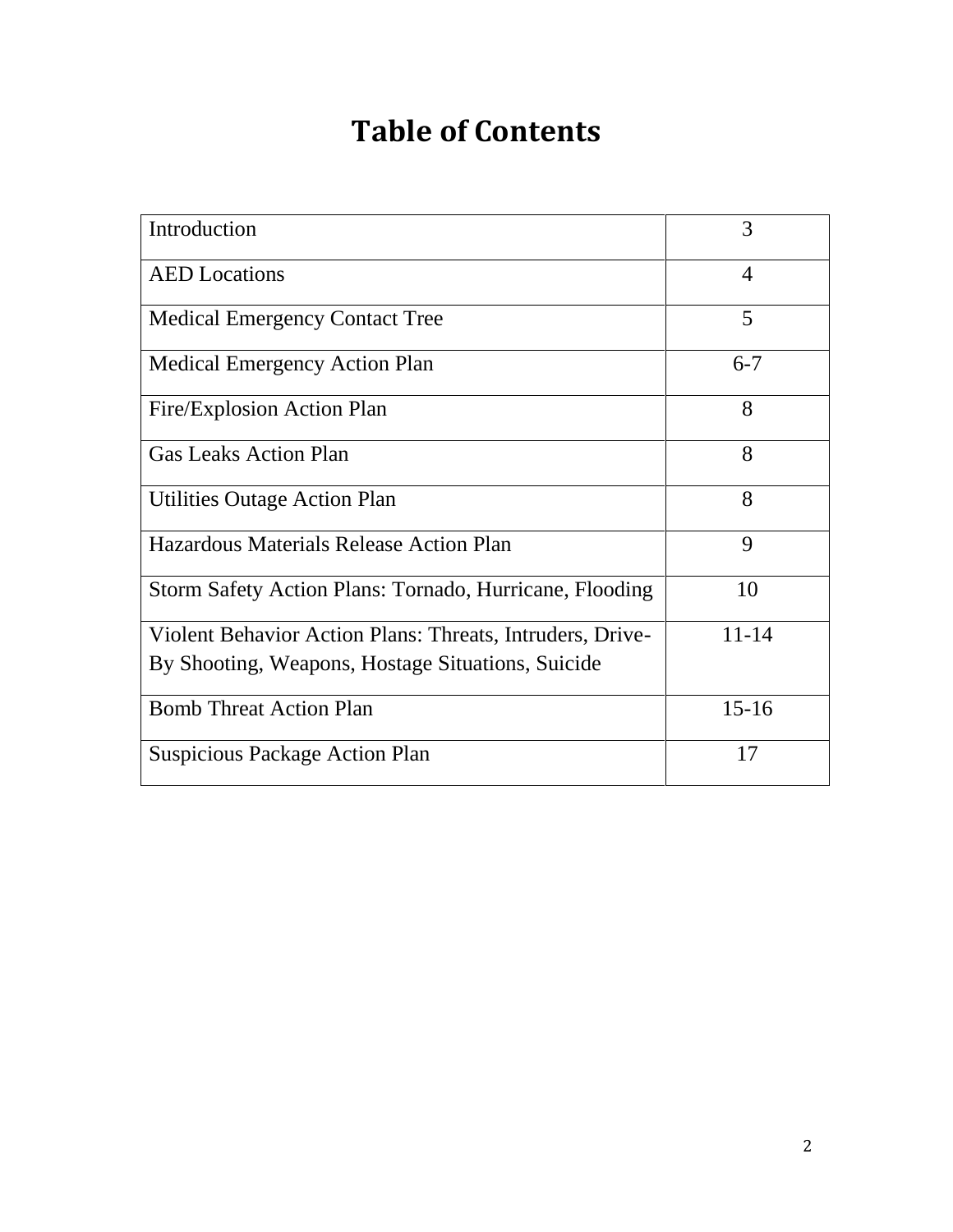# Table of Contents

| Section | Page |
|---|---|
| Introduction | 3 |
| AED Locations | 4 |
| Medical Emergency Contact Tree | 5 |
| Medical Emergency Action Plan | 6-7 |
| Fire/Explosion Action Plan | 8 |
| Gas Leaks Action Plan | 8 |
| Utilities Outage Action Plan | 8 |
| Hazardous Materials Release Action Plan | 9 |
| Storm Safety Action Plans: Tornado, Hurricane, Flooding | 10 |
| Violent Behavior Action Plans: Threats, Intruders, Drive-By Shooting, Weapons, Hostage Situations, Suicide | 11-14 |
| Bomb Threat Action Plan | 15-16 |
| Suspicious Package Action Plan | 17 |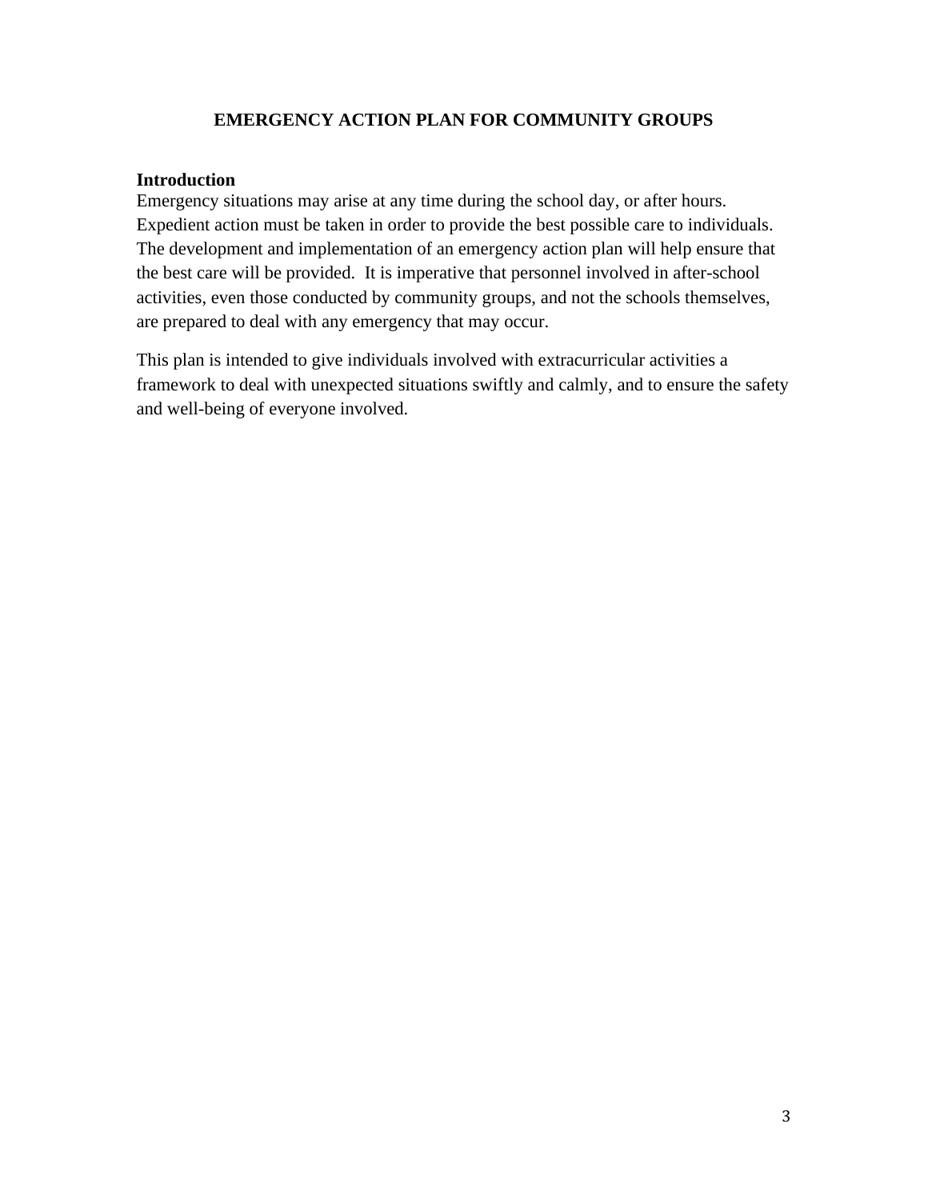# EMERGENCY ACTION PLAN FOR COMMUNITY GROUPS

## Introduction

Emergency situations may arise at any time during the school day, or after hours. Expedient action must be taken in order to provide the best possible care to individuals. The development and implementation of an emergency action plan will help ensure that the best care will be provided. It is imperative that personnel involved in after-school activities, even those conducted by community groups, and not the schools themselves, are prepared to deal with any emergency that may occur.

This plan is intended to give individuals involved with extracurricular activities a framework to deal with unexpected situations swiftly and calmly, and to ensure the safety and well-being of everyone involved.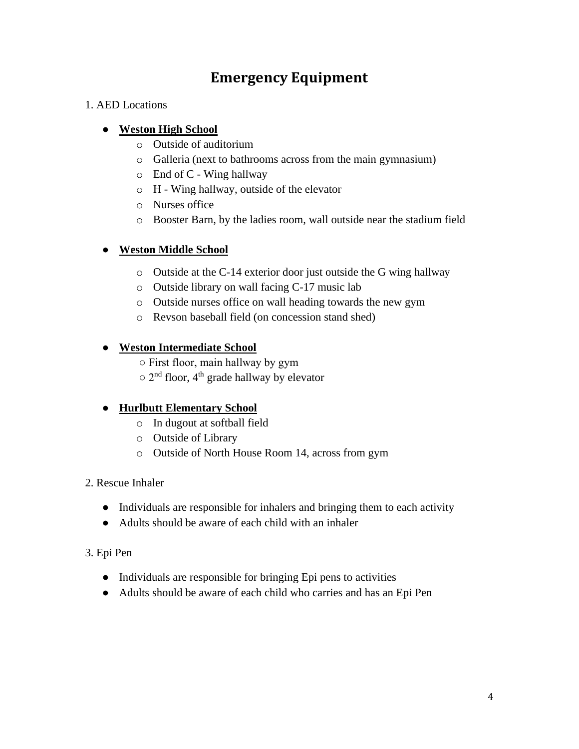# Emergency Equipment

1. AED Locations

- **Weston High School**
  - Outside of auditorium
  - Galleria (next to bathrooms across from the main gymnasium)
  - End of C - Wing hallway
  - H - Wing hallway, outside of the elevator
  - Nurses office
  - Booster Barn, by the ladies room, wall outside near the stadium field

- **Weston Middle School**
  - Outside at the C-14 exterior door just outside the G wing hallway
  - Outside library on wall facing C-17 music lab
  - Outside nurses office on wall heading towards the new gym
  - Revson baseball field (on concession stand shed)

- **Weston Intermediate School**
  - First floor, main hallway by gym
  - 2nd floor, 4th grade hallway by elevator

- **Hurlbutt Elementary School**
  - In dugout at softball field
  - Outside of Library
  - Outside of North House Room 14, across from gym

2. Rescue Inhaler

- Individuals are responsible for inhalers and bringing them to each activity
- Adults should be aware of each child with an inhaler

3. Epi Pen

- Individuals are responsible for bringing Epi pens to activities
- Adults should be aware of each child who carries and has an Epi Pen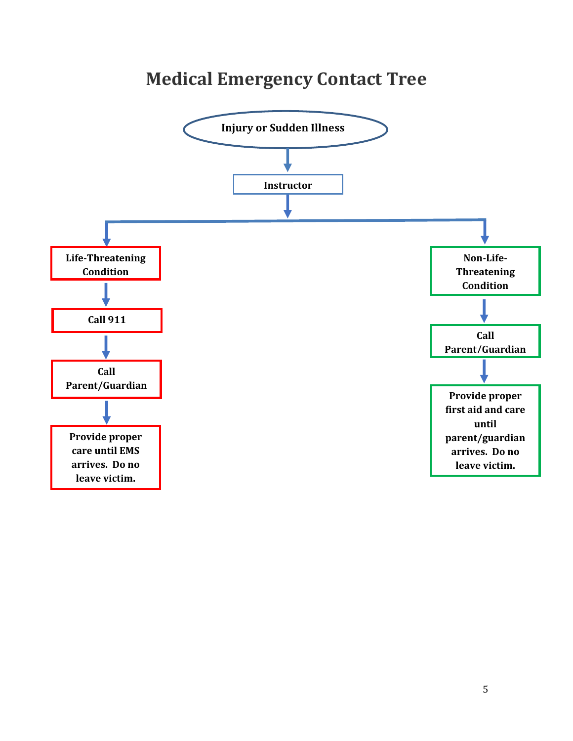# Medical Emergency Contact Tree

**Injury or Sudden Illness**

↓

**Instructor**

↓

**Life-Threatening Condition**

↓

**Call 911**

↓

**Call Parent/Guardian**

↓

**Provide proper care until EMS arrives. Do no leave victim.**

**Non-Life-Threatening Condition**

↓

**Call Parent/Guardian**

↓

**Provide proper first aid and care until parent/guardian arrives. Do no leave victim.**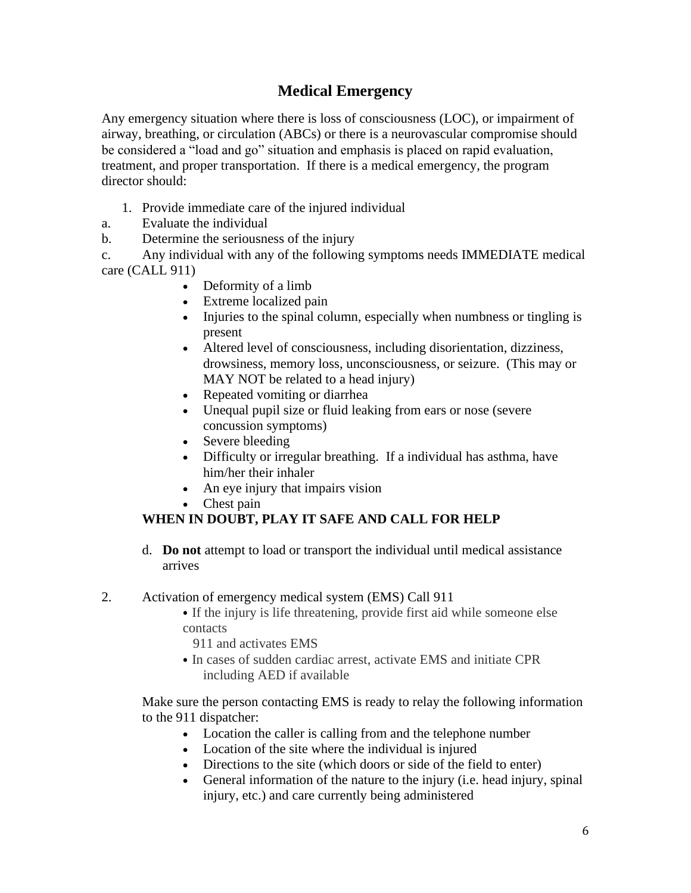# Medical Emergency

Any emergency situation where there is loss of consciousness (LOC), or impairment of airway, breathing, or circulation (ABCs) or there is a neurovascular compromise should be considered a "load and go" situation and emphasis is placed on rapid evaluation, treatment, and proper transportation. If there is a medical emergency, the program director should:

1. Provide immediate care of the injured individual

a. Evaluate the individual

b. Determine the seriousness of the injury

c. Any individual with any of the following symptoms needs IMMEDIATE medical care (CALL 911)

- Deformity of a limb
- Extreme localized pain
- Injuries to the spinal column, especially when numbness or tingling is present
- Altered level of consciousness, including disorientation, dizziness, drowsiness, memory loss, unconsciousness, or seizure. (This may or MAY NOT be related to a head injury)
- Repeated vomiting or diarrhea
- Unequal pupil size or fluid leaking from ears or nose (severe concussion symptoms)
- Severe bleeding
- Difficulty or irregular breathing. If a individual has asthma, have him/her their inhaler
- An eye injury that impairs vision
- Chest pain

**WHEN IN DOUBT, PLAY IT SAFE AND CALL FOR HELP**

d. **Do not** attempt to load or transport the individual until medical assistance arrives

2. Activation of emergency medical system (EMS) Call 911

- If the injury is life threatening, provide first aid while someone else contacts 911 and activates EMS
- In cases of sudden cardiac arrest, activate EMS and initiate CPR including AED if available

Make sure the person contacting EMS is ready to relay the following information to the 911 dispatcher:

- Location the caller is calling from and the telephone number
- Location of the site where the individual is injured
- Directions to the site (which doors or side of the field to enter)
- General information of the nature to the injury (i.e. head injury, spinal injury, etc.) and care currently being administered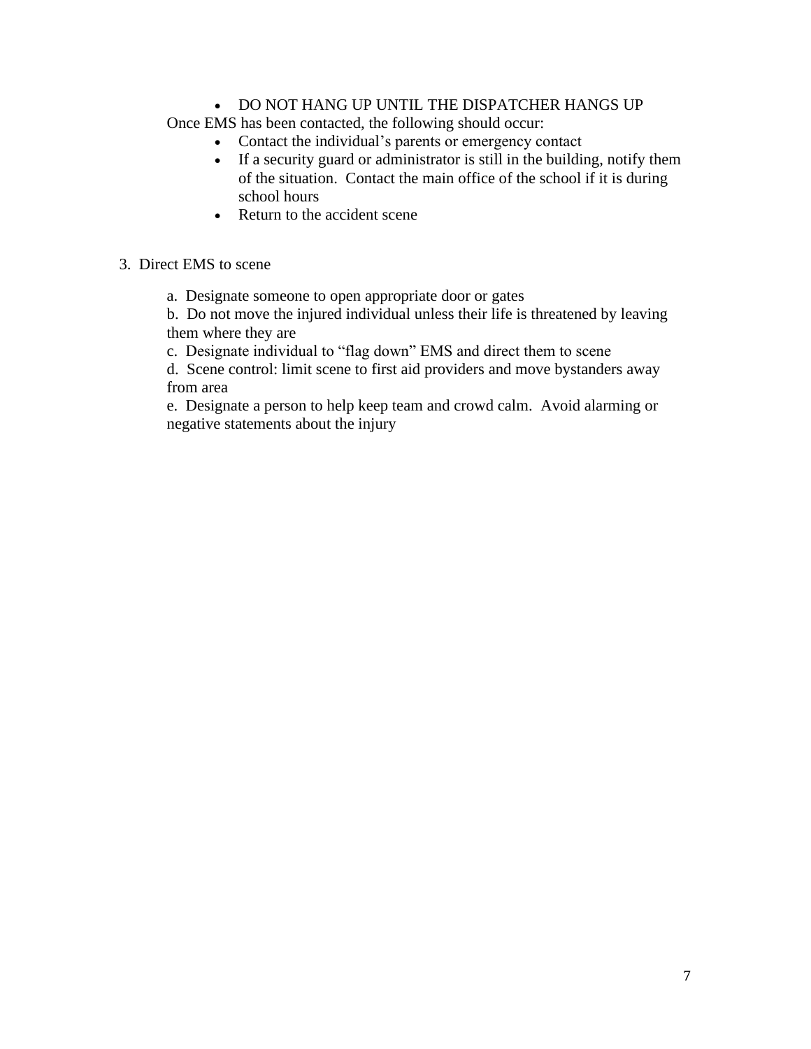- DO NOT HANG UP UNTIL THE DISPATCHER HANGS UP

Once EMS has been contacted, the following should occur:

- Contact the individual's parents or emergency contact
- If a security guard or administrator is still in the building, notify them of the situation. Contact the main office of the school if it is during school hours
- Return to the accident scene

3. Direct EMS to scene

   a. Designate someone to open appropriate door or gates

   b. Do not move the injured individual unless their life is threatened by leaving them where they are

   c. Designate individual to "flag down" EMS and direct them to scene

   d. Scene control: limit scene to first aid providers and move bystanders away from area

   e. Designate a person to help keep team and crowd calm. Avoid alarming or negative statements about the injury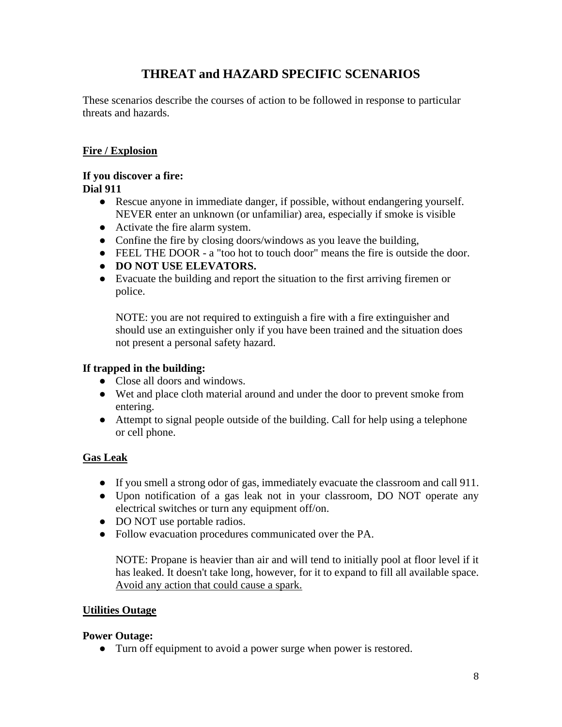# THREAT and HAZARD SPECIFIC SCENARIOS

These scenarios describe the courses of action to be followed in response to particular threats and hazards.

## Fire / Explosion

**If you discover a fire:**
**Dial 911**

- Rescue anyone in immediate danger, if possible, without endangering yourself. NEVER enter an unknown (or unfamiliar) area, especially if smoke is visible
- Activate the fire alarm system.
- Confine the fire by closing doors/windows as you leave the building,
- FEEL THE DOOR - a "too hot to touch door" means the fire is outside the door.
- **DO NOT USE ELEVATORS.**
- Evacuate the building and report the situation to the first arriving firemen or police.

  NOTE: you are not required to extinguish a fire with a fire extinguisher and should use an extinguisher only if you have been trained and the situation does not present a personal safety hazard.

**If trapped in the building:**

- Close all doors and windows.
- Wet and place cloth material around and under the door to prevent smoke from entering.
- Attempt to signal people outside of the building. Call for help using a telephone or cell phone.

## Gas Leak

- If you smell a strong odor of gas, immediately evacuate the classroom and call 911.
- Upon notification of a gas leak not in your classroom, DO NOT operate any electrical switches or turn any equipment off/on.
- DO NOT use portable radios.
- Follow evacuation procedures communicated over the PA.

  NOTE: Propane is heavier than air and will tend to initially pool at floor level if it has leaked. It doesn't take long, however, for it to expand to fill all available space. Avoid any action that could cause a spark.

## Utilities Outage

**Power Outage:**

- Turn off equipment to avoid a power surge when power is restored.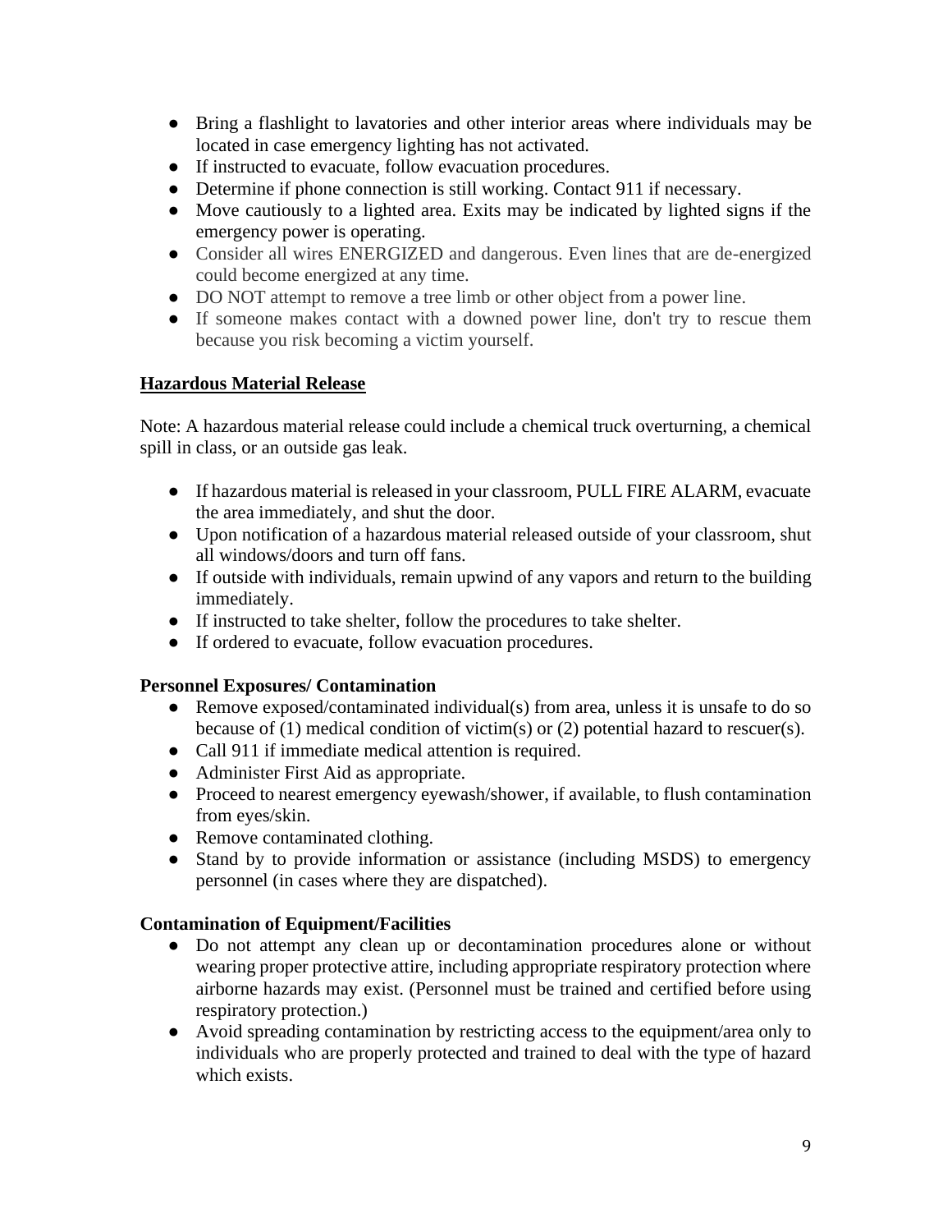- Bring a flashlight to lavatories and other interior areas where individuals may be located in case emergency lighting has not activated.
- If instructed to evacuate, follow evacuation procedures.
- Determine if phone connection is still working. Contact 911 if necessary.
- Move cautiously to a lighted area. Exits may be indicated by lighted signs if the emergency power is operating.
- Consider all wires ENERGIZED and dangerous. Even lines that are de-energized could become energized at any time.
- DO NOT attempt to remove a tree limb or other object from a power line.
- If someone makes contact with a downed power line, don't try to rescue them because you risk becoming a victim yourself.

## Hazardous Material Release

Note: A hazardous material release could include a chemical truck overturning, a chemical spill in class, or an outside gas leak.

- If hazardous material is released in your classroom, PULL FIRE ALARM, evacuate the area immediately, and shut the door.
- Upon notification of a hazardous material released outside of your classroom, shut all windows/doors and turn off fans.
- If outside with individuals, remain upwind of any vapors and return to the building immediately.
- If instructed to take shelter, follow the procedures to take shelter.
- If ordered to evacuate, follow evacuation procedures.

### Personnel Exposures/ Contamination

- Remove exposed/contaminated individual(s) from area, unless it is unsafe to do so because of (1) medical condition of victim(s) or (2) potential hazard to rescuer(s).
- Call 911 if immediate medical attention is required.
- Administer First Aid as appropriate.
- Proceed to nearest emergency eyewash/shower, if available, to flush contamination from eyes/skin.
- Remove contaminated clothing.
- Stand by to provide information or assistance (including MSDS) to emergency personnel (in cases where they are dispatched).

### Contamination of Equipment/Facilities

- Do not attempt any clean up or decontamination procedures alone or without wearing proper protective attire, including appropriate respiratory protection where airborne hazards may exist. (Personnel must be trained and certified before using respiratory protection.)
- Avoid spreading contamination by restricting access to the equipment/area only to individuals who are properly protected and trained to deal with the type of hazard which exists.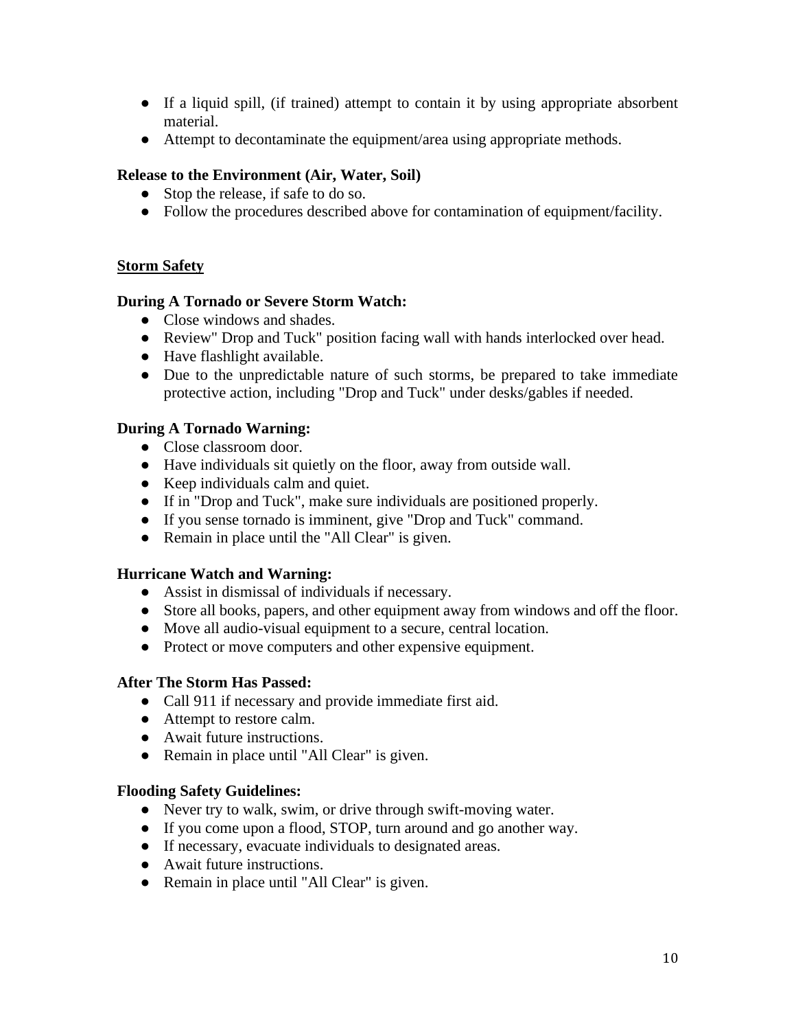- If a liquid spill, (if trained) attempt to contain it by using appropriate absorbent material.
- Attempt to decontaminate the equipment/area using appropriate methods.

**Release to the Environment (Air, Water, Soil)**

- Stop the release, if safe to do so.
- Follow the procedures described above for contamination of equipment/facility.

## Storm Safety

**During A Tornado or Severe Storm Watch:**

- Close windows and shades.
- Review" Drop and Tuck" position facing wall with hands interlocked over head.
- Have flashlight available.
- Due to the unpredictable nature of such storms, be prepared to take immediate protective action, including "Drop and Tuck" under desks/gables if needed.

**During A Tornado Warning:**

- Close classroom door.
- Have individuals sit quietly on the floor, away from outside wall.
- Keep individuals calm and quiet.
- If in "Drop and Tuck", make sure individuals are positioned properly.
- If you sense tornado is imminent, give "Drop and Tuck" command.
- Remain in place until the "All Clear" is given.

**Hurricane Watch and Warning:**

- Assist in dismissal of individuals if necessary.
- Store all books, papers, and other equipment away from windows and off the floor.
- Move all audio-visual equipment to a secure, central location.
- Protect or move computers and other expensive equipment.

**After The Storm Has Passed:**

- Call 911 if necessary and provide immediate first aid.
- Attempt to restore calm.
- Await future instructions.
- Remain in place until "All Clear" is given.

**Flooding Safety Guidelines:**

- Never try to walk, swim, or drive through swift-moving water.
- If you come upon a flood, STOP, turn around and go another way.
- If necessary, evacuate individuals to designated areas.
- Await future instructions.
- Remain in place until "All Clear" is given.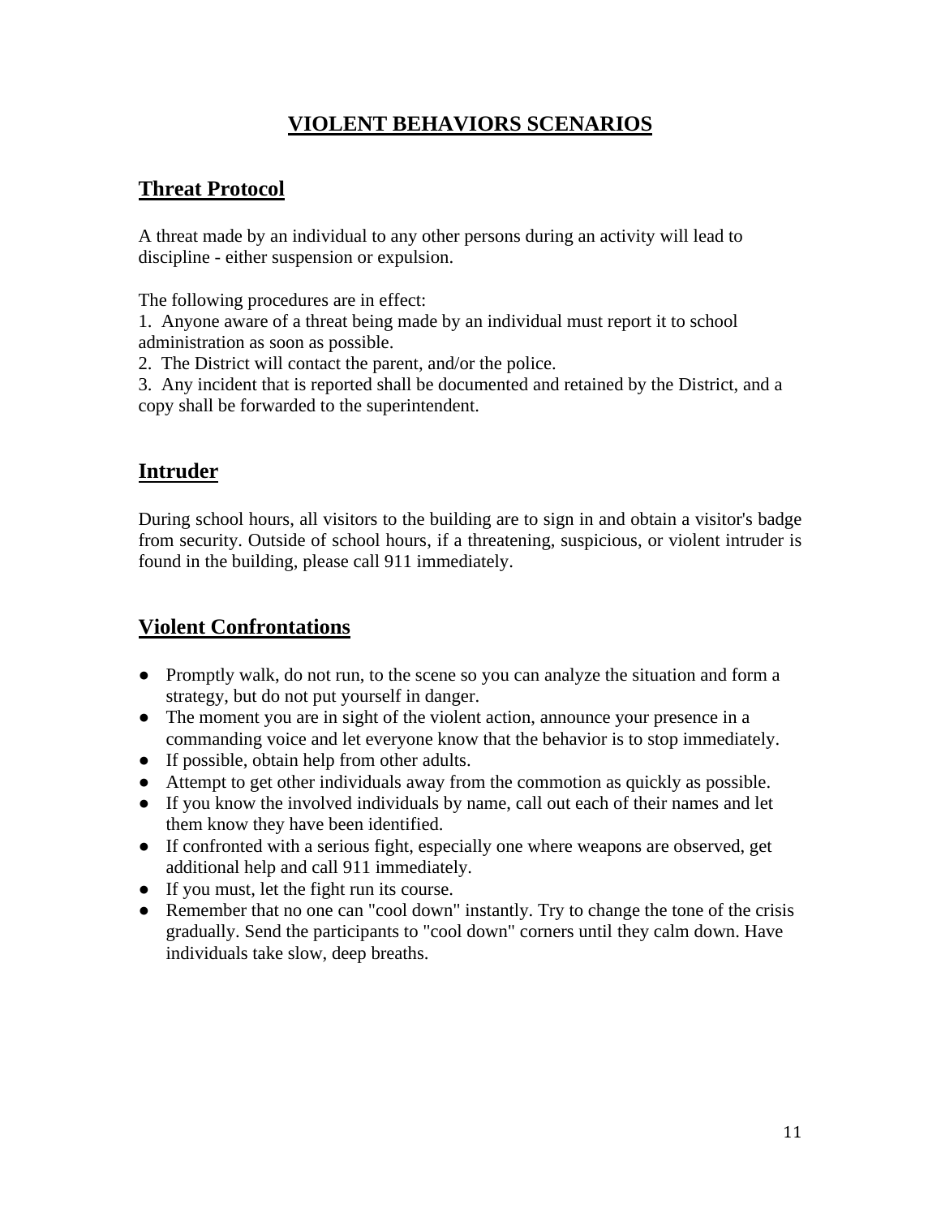# VIOLENT BEHAVIORS SCENARIOS

## Threat Protocol

A threat made by an individual to any other persons during an activity will lead to discipline - either suspension or expulsion.

The following procedures are in effect:

1. Anyone aware of a threat being made by an individual must report it to school administration as soon as possible.
2. The District will contact the parent, and/or the police.
3. Any incident that is reported shall be documented and retained by the District, and a copy shall be forwarded to the superintendent.

## Intruder

During school hours, all visitors to the building are to sign in and obtain a visitor's badge from security. Outside of school hours, if a threatening, suspicious, or violent intruder is found in the building, please call 911 immediately.

## Violent Confrontations

- Promptly walk, do not run, to the scene so you can analyze the situation and form a strategy, but do not put yourself in danger.
- The moment you are in sight of the violent action, announce your presence in a commanding voice and let everyone know that the behavior is to stop immediately.
- If possible, obtain help from other adults.
- Attempt to get other individuals away from the commotion as quickly as possible.
- If you know the involved individuals by name, call out each of their names and let them know they have been identified.
- If confronted with a serious fight, especially one where weapons are observed, get additional help and call 911 immediately.
- If you must, let the fight run its course.
- Remember that no one can "cool down" instantly. Try to change the tone of the crisis gradually. Send the participants to "cool down" corners until they calm down. Have individuals take slow, deep breaths.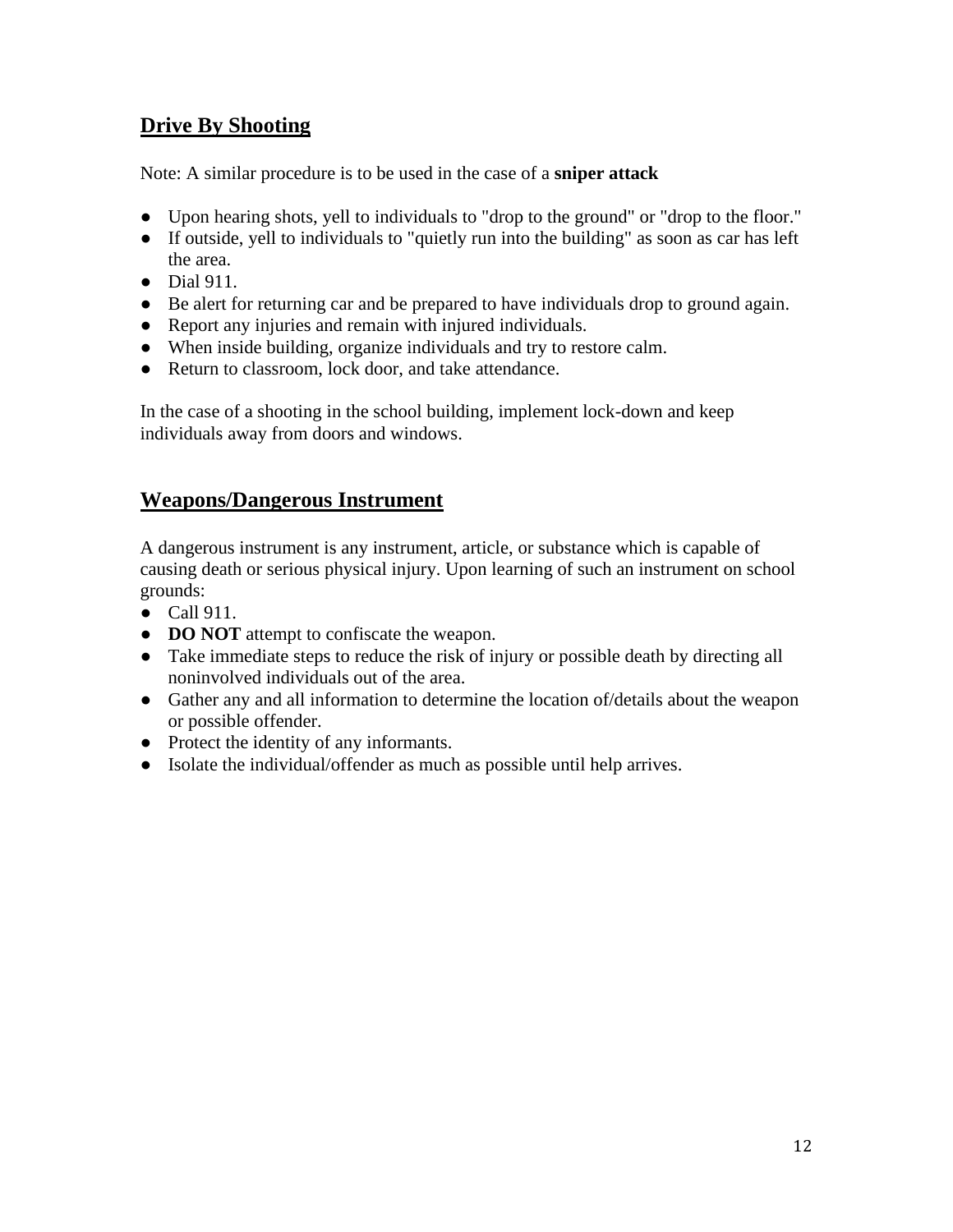## Drive By Shooting

Note: A similar procedure is to be used in the case of a **sniper attack**

- Upon hearing shots, yell to individuals to "drop to the ground" or "drop to the floor."
- If outside, yell to individuals to "quietly run into the building" as soon as car has left the area.
- Dial 911.
- Be alert for returning car and be prepared to have individuals drop to ground again.
- Report any injuries and remain with injured individuals.
- When inside building, organize individuals and try to restore calm.
- Return to classroom, lock door, and take attendance.

In the case of a shooting in the school building, implement lock-down and keep individuals away from doors and windows.

## Weapons/Dangerous Instrument

A dangerous instrument is any instrument, article, or substance which is capable of causing death or serious physical injury. Upon learning of such an instrument on school grounds:

- Call 911.
- **DO NOT** attempt to confiscate the weapon.
- Take immediate steps to reduce the risk of injury or possible death by directing all noninvolved individuals out of the area.
- Gather any and all information to determine the location of/details about the weapon or possible offender.
- Protect the identity of any informants.
- Isolate the individual/offender as much as possible until help arrives.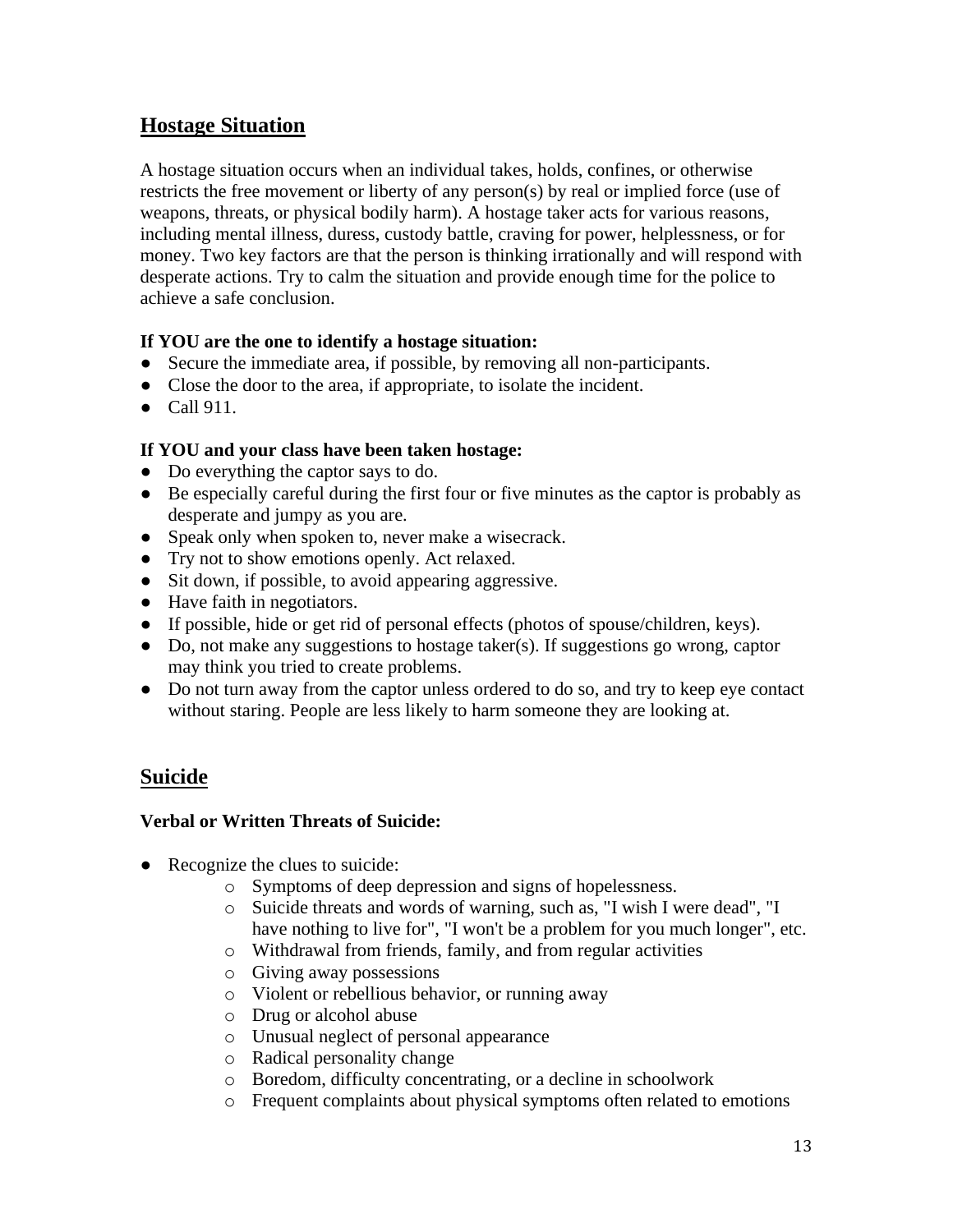## Hostage Situation

A hostage situation occurs when an individual takes, holds, confines, or otherwise restricts the free movement or liberty of any person(s) by real or implied force (use of weapons, threats, or physical bodily harm). A hostage taker acts for various reasons, including mental illness, duress, custody battle, craving for power, helplessness, or for money. Two key factors are that the person is thinking irrationally and will respond with desperate actions. Try to calm the situation and provide enough time for the police to achieve a safe conclusion.

**If YOU are the one to identify a hostage situation:**

- Secure the immediate area, if possible, by removing all non-participants.
- Close the door to the area, if appropriate, to isolate the incident.
- Call 911.

**If YOU and your class have been taken hostage:**

- Do everything the captor says to do.
- Be especially careful during the first four or five minutes as the captor is probably as desperate and jumpy as you are.
- Speak only when spoken to, never make a wisecrack.
- Try not to show emotions openly. Act relaxed.
- Sit down, if possible, to avoid appearing aggressive.
- Have faith in negotiators.
- If possible, hide or get rid of personal effects (photos of spouse/children, keys).
- Do, not make any suggestions to hostage taker(s). If suggestions go wrong, captor may think you tried to create problems.
- Do not turn away from the captor unless ordered to do so, and try to keep eye contact without staring. People are less likely to harm someone they are looking at.

## Suicide

**Verbal or Written Threats of Suicide:**

- Recognize the clues to suicide:
  - Symptoms of deep depression and signs of hopelessness.
  - Suicide threats and words of warning, such as, "I wish I were dead", "I have nothing to live for", "I won't be a problem for you much longer", etc.
  - Withdrawal from friends, family, and from regular activities
  - Giving away possessions
  - Violent or rebellious behavior, or running away
  - Drug or alcohol abuse
  - Unusual neglect of personal appearance
  - Radical personality change
  - Boredom, difficulty concentrating, or a decline in schoolwork
  - Frequent complaints about physical symptoms often related to emotions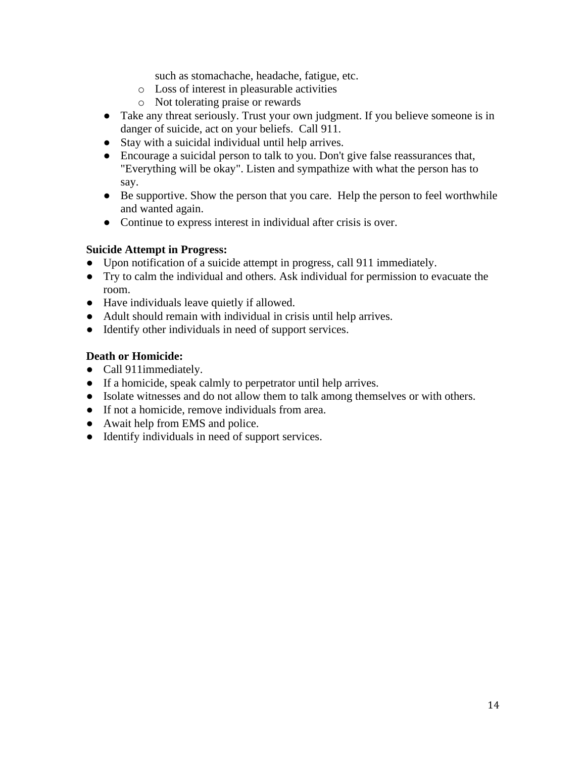such as stomachache, headache, fatigue, etc.
  - Loss of interest in pleasurable activities
  - Not tolerating praise or rewards
- Take any threat seriously. Trust your own judgment. If you believe someone is in danger of suicide, act on your beliefs. Call 911.
- Stay with a suicidal individual until help arrives.
- Encourage a suicidal person to talk to you. Don't give false reassurances that, "Everything will be okay". Listen and sympathize with what the person has to say.
- Be supportive. Show the person that you care. Help the person to feel worthwhile and wanted again.
- Continue to express interest in individual after crisis is over.

**Suicide Attempt in Progress:**

- Upon notification of a suicide attempt in progress, call 911 immediately.
- Try to calm the individual and others. Ask individual for permission to evacuate the room.
- Have individuals leave quietly if allowed.
- Adult should remain with individual in crisis until help arrives.
- Identify other individuals in need of support services.

**Death or Homicide:**

- Call 911immediately.
- If a homicide, speak calmly to perpetrator until help arrives.
- Isolate witnesses and do not allow them to talk among themselves or with others.
- If not a homicide, remove individuals from area.
- Await help from EMS and police.
- Identify individuals in need of support services.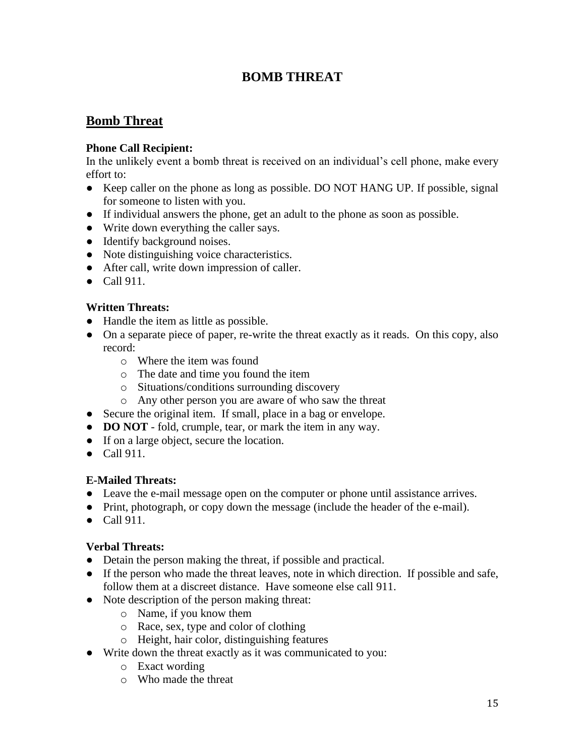# BOMB THREAT

## Bomb Threat

**Phone Call Recipient:**
In the unlikely event a bomb threat is received on an individual's cell phone, make every effort to:

- Keep caller on the phone as long as possible. DO NOT HANG UP. If possible, signal for someone to listen with you.
- If individual answers the phone, get an adult to the phone as soon as possible.
- Write down everything the caller says.
- Identify background noises.
- Note distinguishing voice characteristics.
- After call, write down impression of caller.
- Call 911.

**Written Threats:**

- Handle the item as little as possible.
- On a separate piece of paper, re-write the threat exactly as it reads. On this copy, also record:
    - Where the item was found
    - The date and time you found the item
    - Situations/conditions surrounding discovery
    - Any other person you are aware of who saw the threat
- Secure the original item. If small, place in a bag or envelope.
- **DO NOT** - fold, crumple, tear, or mark the item in any way.
- If on a large object, secure the location.
- Call 911.

**E-Mailed Threats:**

- Leave the e-mail message open on the computer or phone until assistance arrives.
- Print, photograph, or copy down the message (include the header of the e-mail).
- Call 911.

**Verbal Threats:**

- Detain the person making the threat, if possible and practical.
- If the person who made the threat leaves, note in which direction. If possible and safe, follow them at a discreet distance. Have someone else call 911.
- Note description of the person making threat:
    - Name, if you know them
    - Race, sex, type and color of clothing
    - Height, hair color, distinguishing features
- Write down the threat exactly as it was communicated to you:
    - Exact wording
    - Who made the threat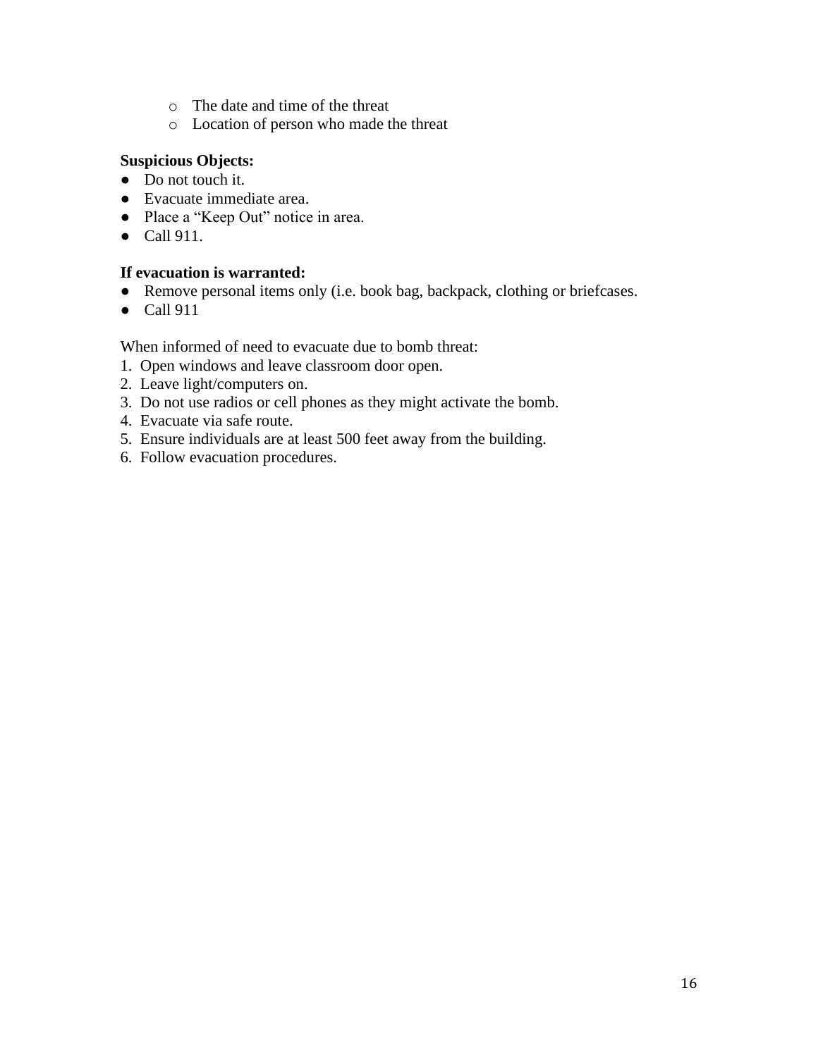- The date and time of the threat
  - Location of person who made the threat

**Suspicious Objects:**

- Do not touch it.
- Evacuate immediate area.
- Place a "Keep Out" notice in area.
- Call 911.

**If evacuation is warranted:**

- Remove personal items only (i.e. book bag, backpack, clothing or briefcases.
- Call 911

When informed of need to evacuate due to bomb threat:

1. Open windows and leave classroom door open.
2. Leave light/computers on.
3. Do not use radios or cell phones as they might activate the bomb.
4. Evacuate via safe route.
5. Ensure individuals are at least 500 feet away from the building.
6. Follow evacuation procedures.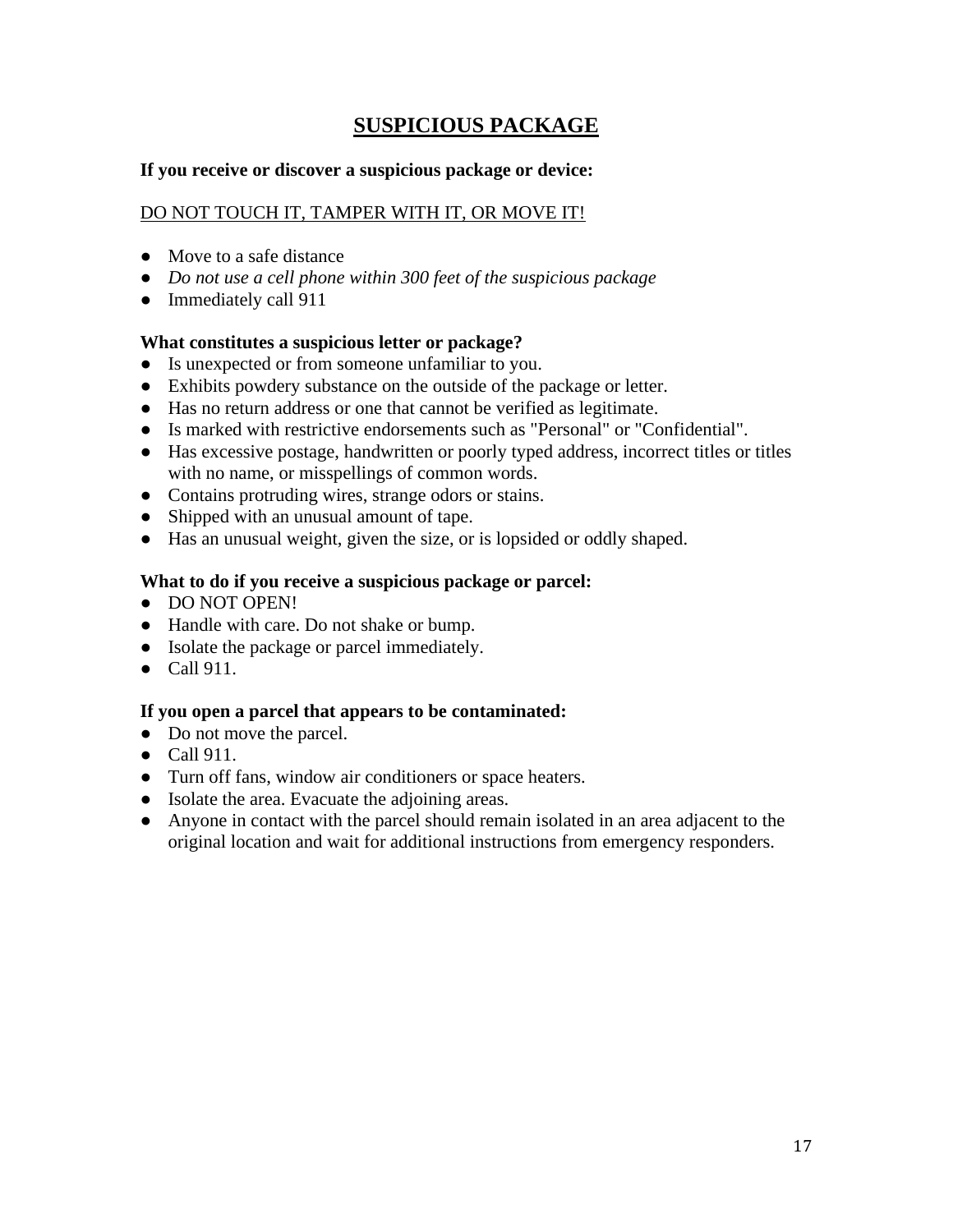# SUSPICIOUS PACKAGE

**If you receive or discover a suspicious package or device:**

DO NOT TOUCH IT, TAMPER WITH IT, OR MOVE IT!

- Move to a safe distance
- *Do not use a cell phone within 300 feet of the suspicious package*
- Immediately call 911

**What constitutes a suspicious letter or package?**

- Is unexpected or from someone unfamiliar to you.
- Exhibits powdery substance on the outside of the package or letter.
- Has no return address or one that cannot be verified as legitimate.
- Is marked with restrictive endorsements such as "Personal" or "Confidential".
- Has excessive postage, handwritten or poorly typed address, incorrect titles or titles with no name, or misspellings of common words.
- Contains protruding wires, strange odors or stains.
- Shipped with an unusual amount of tape.
- Has an unusual weight, given the size, or is lopsided or oddly shaped.

**What to do if you receive a suspicious package or parcel:**

- DO NOT OPEN!
- Handle with care. Do not shake or bump.
- Isolate the package or parcel immediately.
- Call 911.

**If you open a parcel that appears to be contaminated:**

- Do not move the parcel.
- Call 911.
- Turn off fans, window air conditioners or space heaters.
- Isolate the area. Evacuate the adjoining areas.
- Anyone in contact with the parcel should remain isolated in an area adjacent to the original location and wait for additional instructions from emergency responders.